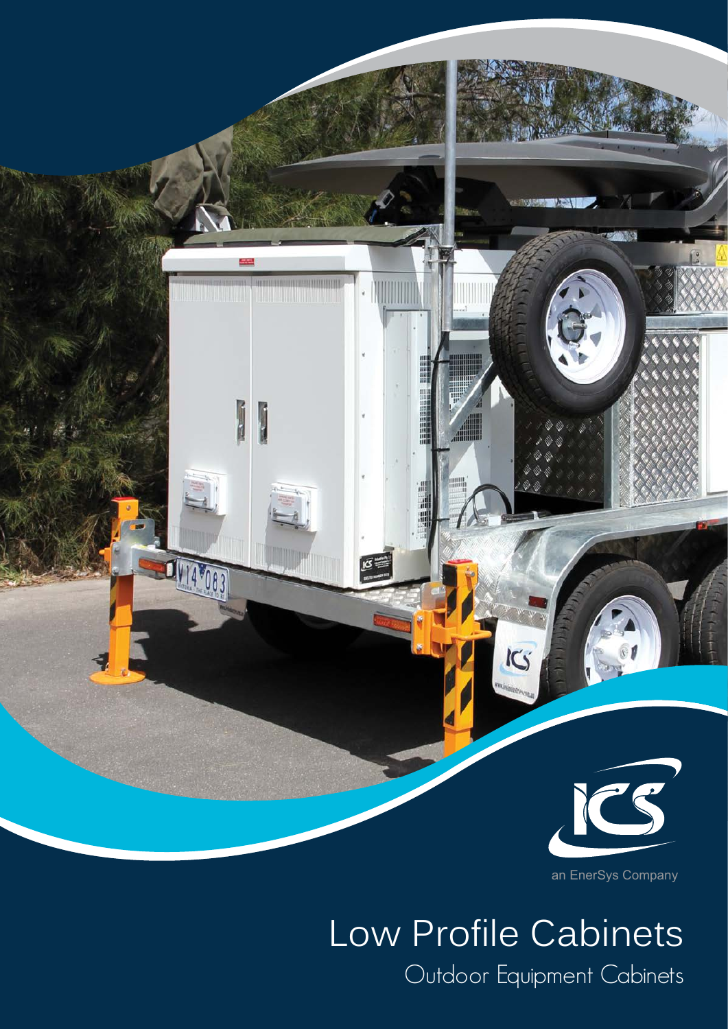ICS

an EnerSys Company

# Low Profile Cabinets

## Outdoor Equipment Cabinets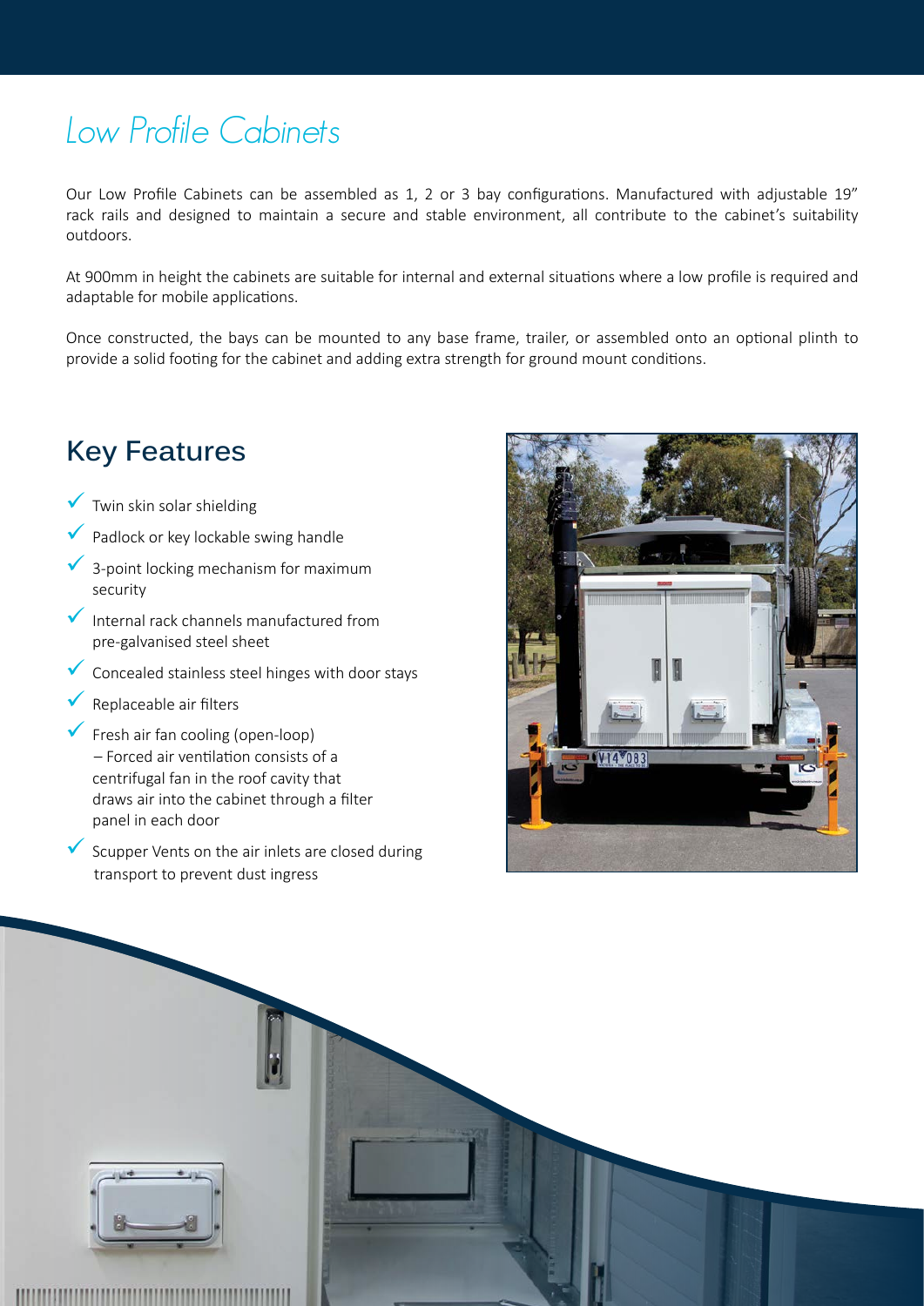# Low Profile Cabinets

Our Low Profile Cabinets can be assembled as 1, 2 or 3 bay configurations. Manufactured with adjustable 19" rack rails and designed to maintain a secure and stable environment, all contribute to the cabinet's suitability outdoors.

At 900mm in height the cabinets are suitable for internal and external situations where a low profile is required and adaptable for mobile applications.

Once constructed, the bays can be mounted to any base frame, trailer, or assembled onto an optional plinth to provide a solid footing for the cabinet and adding extra strength for ground mount conditions.

## Key Features

- ✓ Twin skin solar shielding
- ✓ Padlock or key lockable swing handle
- ✓ 3-point locking mechanism for maximum security
- ✓ Internal rack channels manufactured from pre-galvanised steel sheet
- ✓ Concealed stainless steel hinges with door stays
- ✓ Replaceable air filters
- ✓ Fresh air fan cooling (open-loop) – Forced air ventilation consists of a centrifugal fan in the roof cavity that draws air into the cabinet through a filter panel in each door
- ✓ Scupper Vents on the air inlets are closed during transport to prevent dust ingress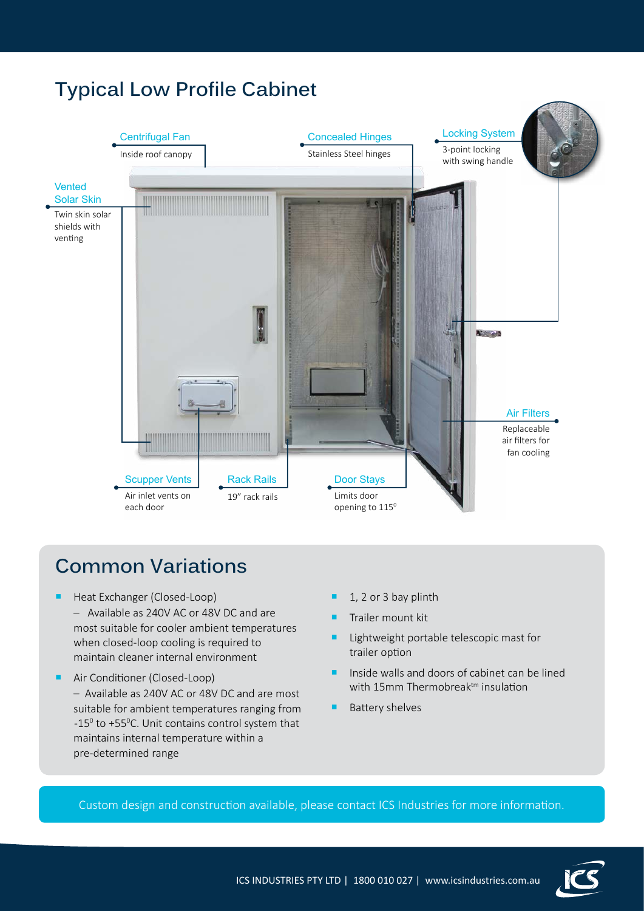# Typical Low Profile Cabinet

**Centrifugal Fan**
Inside roof canopy

**Concealed Hinges**
Stainless Steel hinges

**Locking System**
3-point locking with swing handle

**Vented Solar Skin**
Twin skin solar shields with venting

**Air Filters**
Replaceable air filters for fan cooling

**Scupper Vents**
Air inlet vents on each door

**Rack Rails**
19" rack rails

**Door Stays**
Limits door opening to 115$^0$

## Common Variations

- Heat Exchanger (Closed-Loop)
  – Available as 240V AC or 48V DC and are most suitable for cooler ambient temperatures when closed-loop cooling is required to maintain cleaner internal environment
- Air Conditioner (Closed-Loop)
  – Available as 240V AC or 48V DC and are most suitable for ambient temperatures ranging from -15$^0$ to +55$^0$C. Unit contains control system that maintains internal temperature within a pre-determined range
- 1, 2 or 3 bay plinth
- Trailer mount kit
- Lightweight portable telescopic mast for trailer option
- Inside walls and doors of cabinet can be lined with 15mm Thermobreak$^{tm}$ insulation
- Battery shelves

Custom design and construction available, please contact ICS Industries for more information.

ICS INDUSTRIES PTY LTD | 1800 010 027 | www.icsindustries.com.au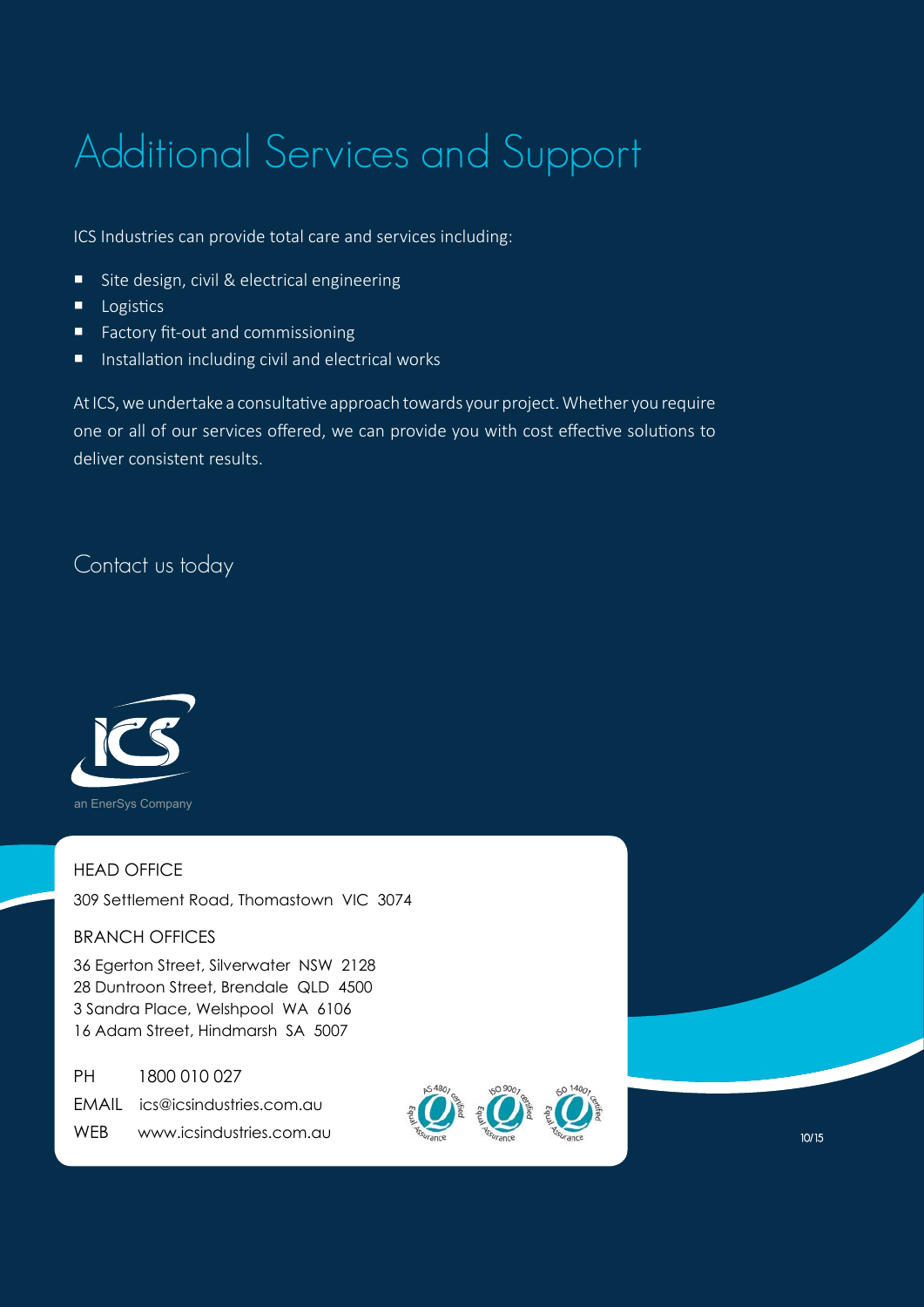# Additional Services and Support

ICS Industries can provide total care and services including:

- Site design, civil & electrical engineering
- Logistics
- Factory fit-out and commissioning
- Installation including civil and electrical works

At ICS, we undertake a consultative approach towards your project. Whether you require one or all of our services offered, we can provide you with cost effective solutions to deliver consistent results.

## Contact us today

an EnerSys Company

HEAD OFFICE

309 Settlement Road, Thomastown VIC 3074

BRANCH OFFICES

36 Egerton Street, Silverwater NSW 2128
28 Duntroon Street, Brendale QLD 4500
3 Sandra Place, Welshpool WA 6106
16 Adam Street, Hindmarsh SA 5007

PH 1800 010 027
EMAIL ics@icsindustries.com.au
WEB www.icsindustries.com.au

AS 4801 certified Equal Assurance
ISO 9001 certified Equal Assurance
ISO 14001 certified Equal Assurance

10/15